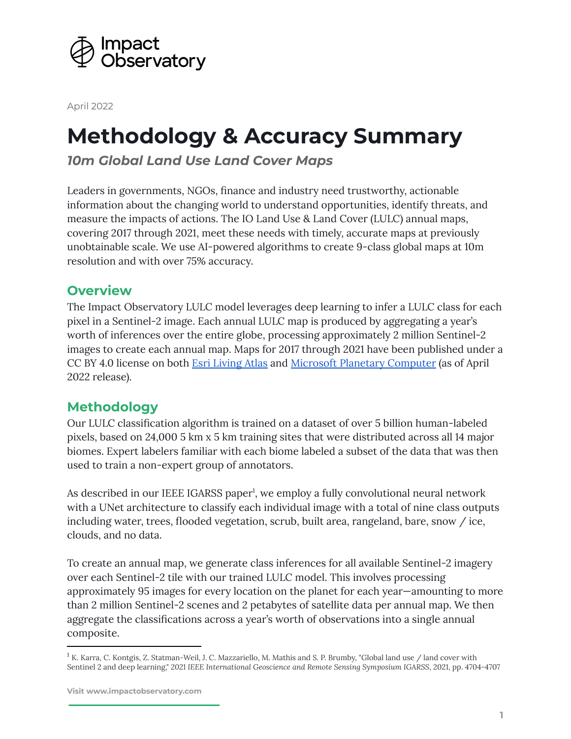Impact Observatory

April 2022

# Methodology & Accuracy Summary

## *10m Global Land Use Land Cover Maps*

Leaders in governments, NGOs, finance and industry need trustworthy, actionable information about the changing world to understand opportunities, identify threats, and measure the impacts of actions. The IO Land Use & Land Cover (LULC) annual maps, covering 2017 through 2021, meet these needs with timely, accurate maps at previously unobtainable scale. We use AI-powered algorithms to create 9-class global maps at 10m resolution and with over 75% accuracy.

## Overview

The Impact Observatory LULC model leverages deep learning to infer a LULC class for each pixel in a Sentinel-2 image. Each annual LULC map is produced by aggregating a year's worth of inferences over the entire globe, processing approximately 2 million Sentinel-2 images to create each annual map. Maps for 2017 through 2021 have been published under a CC BY 4.0 license on both [Esri Living Atlas] and [Microsoft Planetary Computer] (as of April 2022 release).

## Methodology

Our LULC classification algorithm is trained on a dataset of over 5 billion human-labeled pixels, based on 24,000 5 km x 5 km training sites that were distributed across all 14 major biomes. Expert labelers familiar with each biome labeled a subset of the data that was then used to train a non-expert group of annotators.

As described in our IEEE IGARSS paper[1], we employ a fully convolutional neural network with a UNet architecture to classify each individual image with a total of nine class outputs including water, trees, flooded vegetation, scrub, built area, rangeland, bare, snow / ice, clouds, and no data.

To create an annual map, we generate class inferences for all available Sentinel-2 imagery over each Sentinel-2 tile with our trained LULC model. This involves processing approximately 95 images for every location on the planet for each year—amounting to more than 2 million Sentinel-2 scenes and 2 petabytes of satellite data per annual map. We then aggregate the classifications across a year's worth of observations into a single annual composite.

---

[1] K. Karra, C. Kontgis, Z. Statman-Weil, J. C. Mazzariello, M. Mathis and S. P. Brumby, "Global land use / land cover with Sentinel 2 and deep learning," *2021 IEEE International Geoscience and Remote Sensing Symposium* IGARSS, 2021, pp. 4704-4707

**Visit www.impactobservatory.com**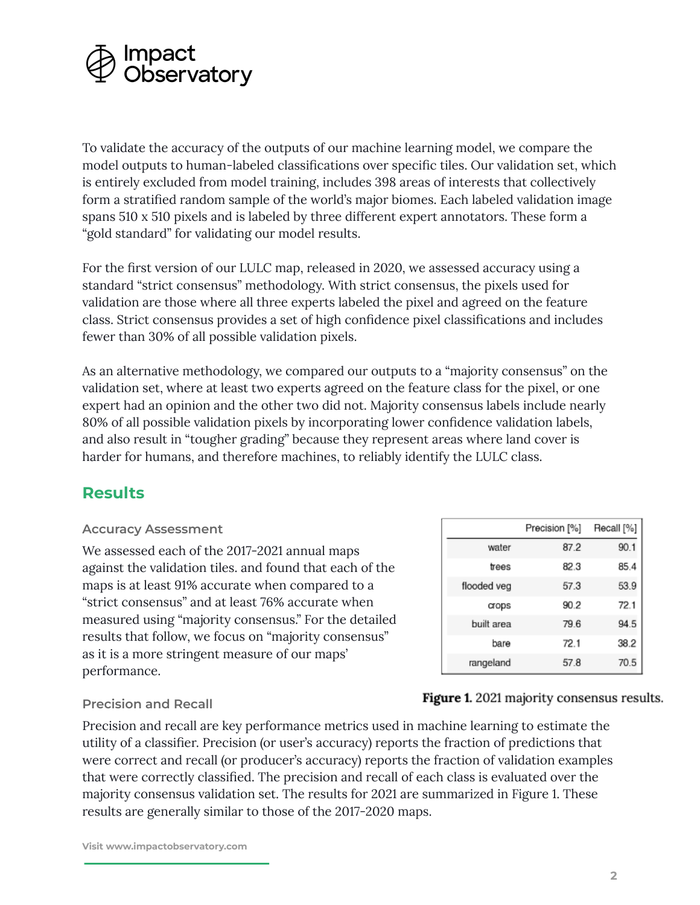To validate the accuracy of the outputs of our machine learning model, we compare the model outputs to human-labeled classifications over specific tiles. Our validation set, which is entirely excluded from model training, includes 398 areas of interests that collectively form a stratified random sample of the world's major biomes. Each labeled validation image spans 510 x 510 pixels and is labeled by three different expert annotators. These form a "gold standard" for validating our model results.

For the first version of our LULC map, released in 2020, we assessed accuracy using a standard "strict consensus" methodology. With strict consensus, the pixels used for validation are those where all three experts labeled the pixel and agreed on the feature class. Strict consensus provides a set of high confidence pixel classifications and includes fewer than 30% of all possible validation pixels.

As an alternative methodology, we compared our outputs to a "majority consensus" on the validation set, where at least two experts agreed on the feature class for the pixel, or one expert had an opinion and the other two did not. Majority consensus labels include nearly 80% of all possible validation pixels by incorporating lower confidence validation labels, and also result in "tougher grading" because they represent areas where land cover is harder for humans, and therefore machines, to reliably identify the LULC class.

## Results

### Accuracy Assessment

We assessed each of the 2017-2021 annual maps against the validation tiles. and found that each of the maps is at least 91% accurate when compared to a "strict consensus" and at least 76% accurate when measured using "majority consensus." For the detailed results that follow, we focus on "majority consensus" as it is a more stringent measure of our maps' performance.

| | Precision [%] | Recall [%] |
|---|---|---|
| water | 87.2 | 90.1 |
| trees | 82.3 | 85.4 |
| flooded veg | 57.3 | 53.9 |
| crops | 90.2 | 72.1 |
| built area | 79.6 | 94.5 |
| bare | 72.1 | 38.2 |
| rangeland | 57.8 | 70.5 |

**Figure 1.** 2021 majority consensus results.

### Precision and Recall

Precision and recall are key performance metrics used in machine learning to estimate the utility of a classifier. Precision (or user's accuracy) reports the fraction of predictions that were correct and recall (or producer's accuracy) reports the fraction of validation examples that were correctly classified. The precision and recall of each class is evaluated over the majority consensus validation set. The results for 2021 are summarized in Figure 1. These results are generally similar to those of the 2017-2020 maps.

Visit www.impactobservatory.com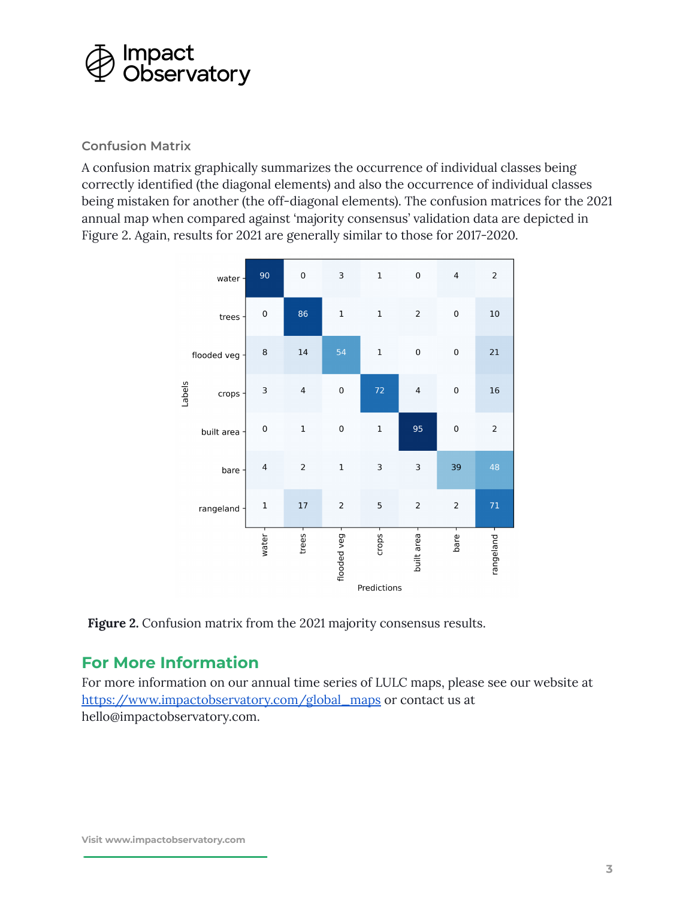### Confusion Matrix

A confusion matrix graphically summarizes the occurrence of individual classes being correctly identified (the diagonal elements) and also the occurrence of individual classes being mistaken for another (the off-diagonal elements). The confusion matrices for the 2021 annual map when compared against 'majority consensus' validation data are depicted in Figure 2. Again, results for 2021 are generally similar to those for 2017-2020.

Labels

water 90 0 3 1 0 4 2

trees 0 86 1 1 2 0 10

flooded veg 8 14 54 1 0 0 21

crops 3 4 0 72 4 0 16

built area 0 1 0 1 95 0 2

bare 4 2 1 3 3 39 48

rangeland 1 17 2 5 2 2 71

water trees flooded veg crops built area bare rangeland

Predictions

**Figure 2.** Confusion matrix from the 2021 majority consensus results.

## For More Information

For more information on our annual time series of LULC maps, please see our website at [https://www.impactobservatory.com/global_maps](https://www.impactobservatory.com/global_maps) or contact us at hello@impactobservatory.com.